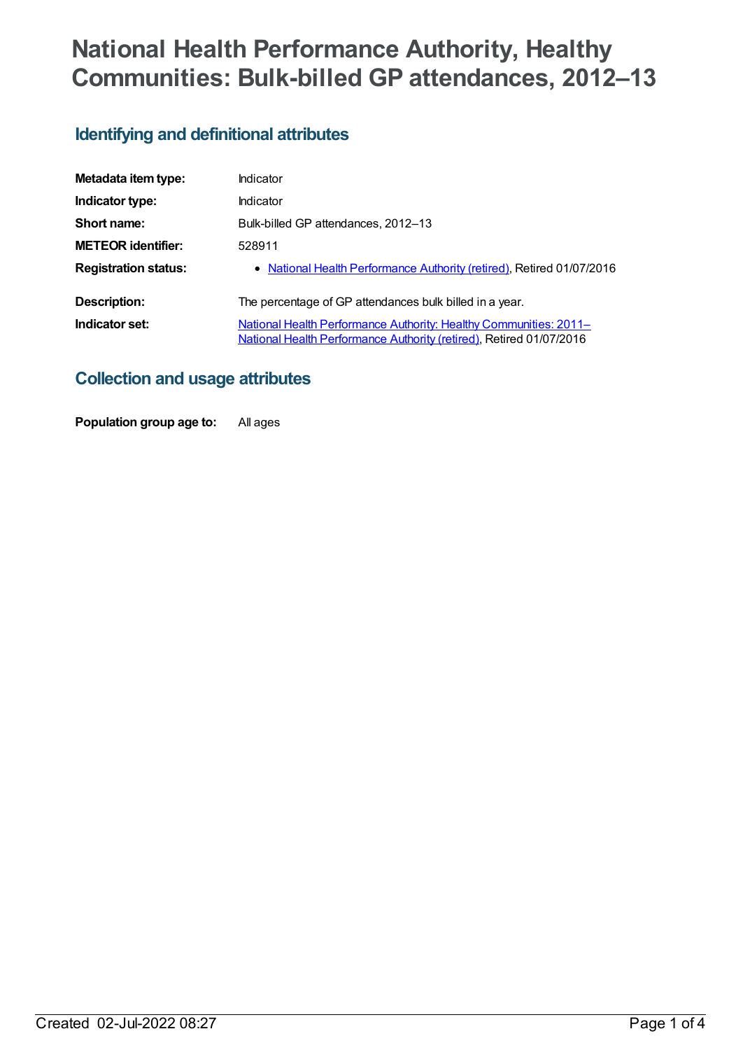# National Health Performance Authority, Healthy Communities: Bulk-billed GP attendances, 2012–13

## Identifying and definitional attributes

| | |
|---|---|
| **Metadata item type:** | Indicator |
| **Indicator type:** | Indicator |
| **Short name:** | Bulk-billed GP attendances, 2012–13 |
| **METEOR identifier:** | 528911 |
| **Registration status:** | • National Health Performance Authority (retired), Retired 01/07/2016 |
| **Description:** | The percentage of GP attendances bulk billed in a year. |
| **Indicator set:** | National Health Performance Authority: Healthy Communities: 2011–National Health Performance Authority (retired), Retired 01/07/2016 |

## Collection and usage attributes

| | |
|---|---|
| **Population group age to:** | All ages |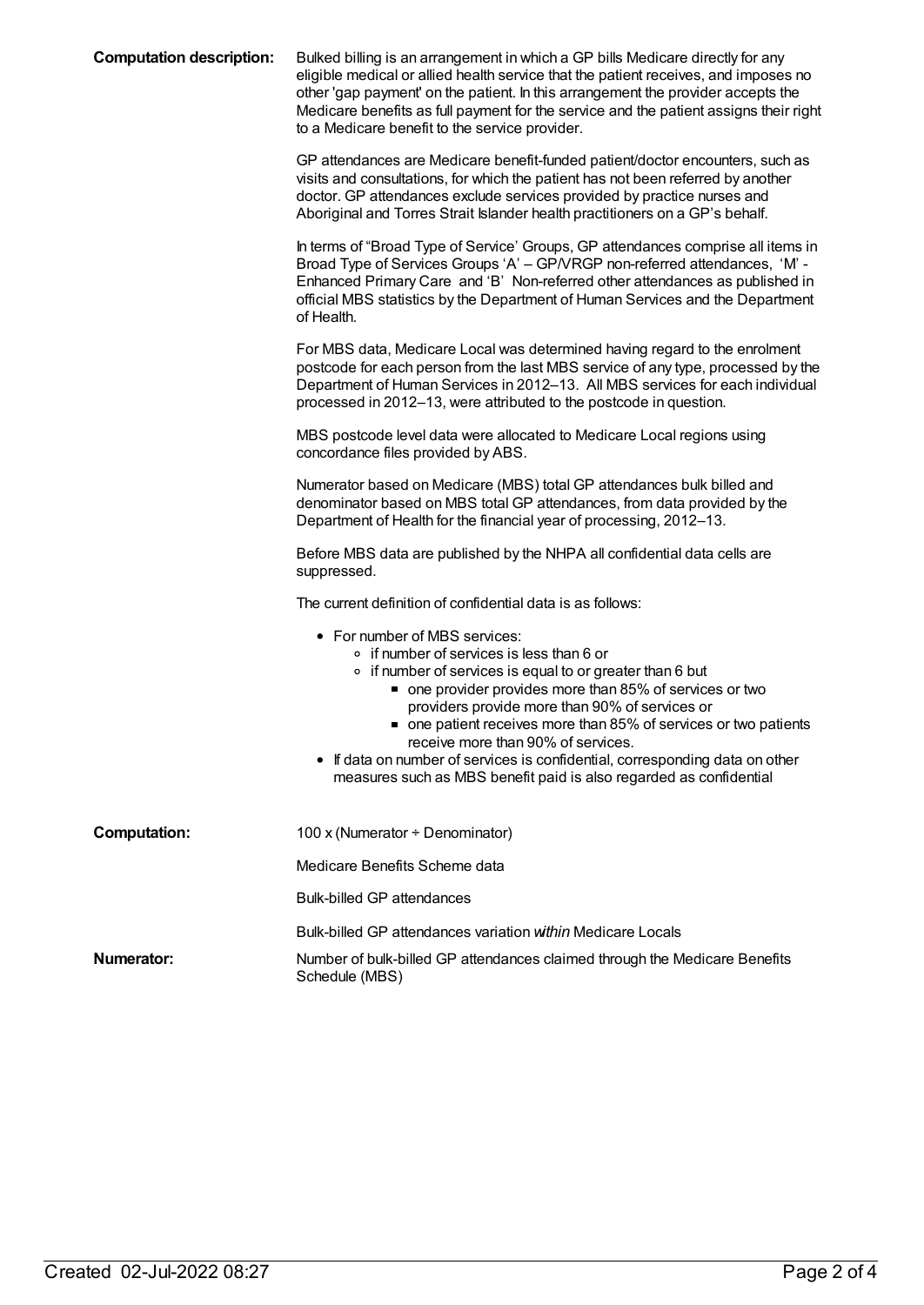**Computation description:**

Bulked billing is an arrangement in which a GP bills Medicare directly for any eligible medical or allied health service that the patient receives, and imposes no other 'gap payment' on the patient. In this arrangement the provider accepts the Medicare benefits as full payment for the service and the patient assigns their right to a Medicare benefit to the service provider.

GP attendances are Medicare benefit-funded patient/doctor encounters, such as visits and consultations, for which the patient has not been referred by another doctor. GP attendances exclude services provided by practice nurses and Aboriginal and Torres Strait Islander health practitioners on a GP's behalf.

In terms of "Broad Type of Service' Groups, GP attendances comprise all items in Broad Type of Services Groups 'A' – GP/VRGP non-referred attendances, 'M' - Enhanced Primary Care and 'B' Non-referred other attendances as published in official MBS statistics by the Department of Human Services and the Department of Health.

For MBS data, Medicare Local was determined having regard to the enrolment postcode for each person from the last MBS service of any type, processed by the Department of Human Services in 2012–13. All MBS services for each individual processed in 2012–13, were attributed to the postcode in question.

MBS postcode level data were allocated to Medicare Local regions using concordance files provided by ABS.

Numerator based on Medicare (MBS) total GP attendances bulk billed and denominator based on MBS total GP attendances, from data provided by the Department of Health for the financial year of processing, 2012–13.

Before MBS data are published by the NHPA all confidential data cells are suppressed.

The current definition of confidential data is as follows:

- For number of MBS services:
  - if number of services is less than 6 or
  - if number of services is equal to or greater than 6 but
    - one provider provides more than 85% of services or two providers provide more than 90% of services or
    - one patient receives more than 85% of services or two patients receive more than 90% of services.
- If data on number of services is confidential, corresponding data on other measures such as MBS benefit paid is also regarded as confidential

**Computation:**

100 x (Numerator ÷ Denominator)

Medicare Benefits Scheme data

Bulk-billed GP attendances

Bulk-billed GP attendances variation *within* Medicare Locals

**Numerator:**

Number of bulk-billed GP attendances claimed through the Medicare Benefits Schedule (MBS)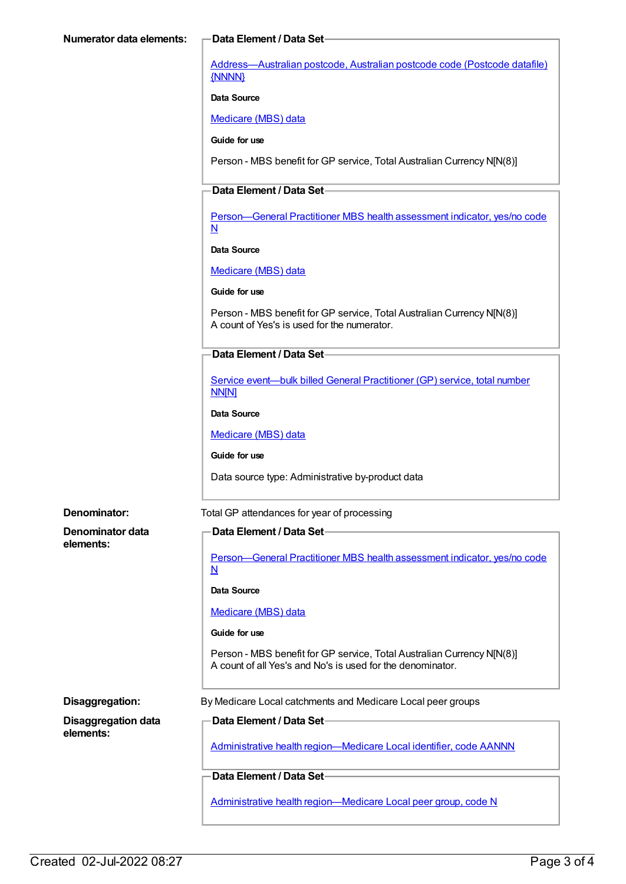**Numerator data elements:**

**Data Element / Data Set**

Address—Australian postcode, Australian postcode code (Postcode datafile) {NNNN}

**Data Source**

Medicare (MBS) data

**Guide for use**

Person - MBS benefit for GP service, Total Australian Currency N[N(8)]

**Data Element / Data Set**

Person—General Practitioner MBS health assessment indicator, yes/no code N

**Data Source**

Medicare (MBS) data

**Guide for use**

Person - MBS benefit for GP service, Total Australian Currency N[N(8)]
A count of Yes's is used for the numerator.

**Data Element / Data Set**

Service event—bulk billed General Practitioner (GP) service, total number NN[N]

**Data Source**

Medicare (MBS) data

**Guide for use**

Data source type: Administrative by-product data

**Denominator:** Total GP attendances for year of processing

**Denominator data elements:**

**Data Element / Data Set**

Person—General Practitioner MBS health assessment indicator, yes/no code N

**Data Source**

Medicare (MBS) data

**Guide for use**

Person - MBS benefit for GP service, Total Australian Currency N[N(8)]
A count of all Yes's and No's is used for the denominator.

**Disaggregation:** By Medicare Local catchments and Medicare Local peer groups

**Disaggregation data elements:**

**Data Element / Data Set**

Administrative health region—Medicare Local identifier, code AANNN

**Data Element / Data Set**

Administrative health region—Medicare Local peer group, code N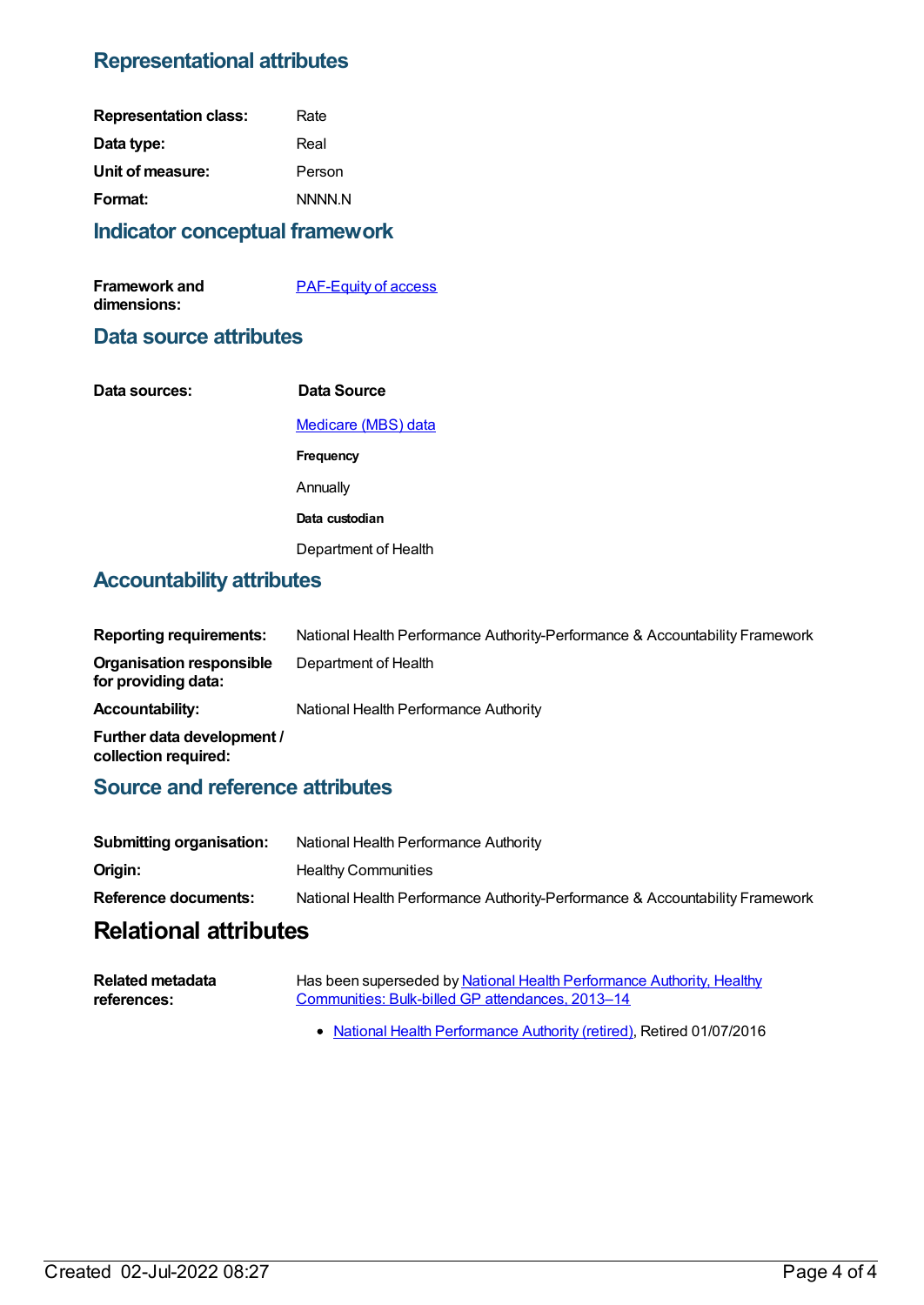## Representational attributes

| | |
|---|---|
| **Representation class:** | Rate |
| **Data type:** | Real |
| **Unit of measure:** | Person |
| **Format:** | NNNN.N |

## Indicator conceptual framework

**Framework and dimensions:** PAF-Equity of access

## Data source attributes

**Data sources:**

**Data Source**

Medicare (MBS) data

**Frequency**

Annually

**Data custodian**

Department of Health

## Accountability attributes

| | |
|---|---|
| **Reporting requirements:** | National Health Performance Authority-Performance & Accountability Framework |
| **Organisation responsible for providing data:** | Department of Health |
| **Accountability:** | National Health Performance Authority |
| **Further data development / collection required:** | |

## Source and reference attributes

| | |
|---|---|
| **Submitting organisation:** | National Health Performance Authority |
| **Origin:** | Healthy Communities |
| **Reference documents:** | National Health Performance Authority-Performance & Accountability Framework |

# Relational attributes

**Related metadata references:**

Has been superseded by National Health Performance Authority, Healthy Communities: Bulk-billed GP attendances, 2013–14

- National Health Performance Authority (retired), Retired 01/07/2016